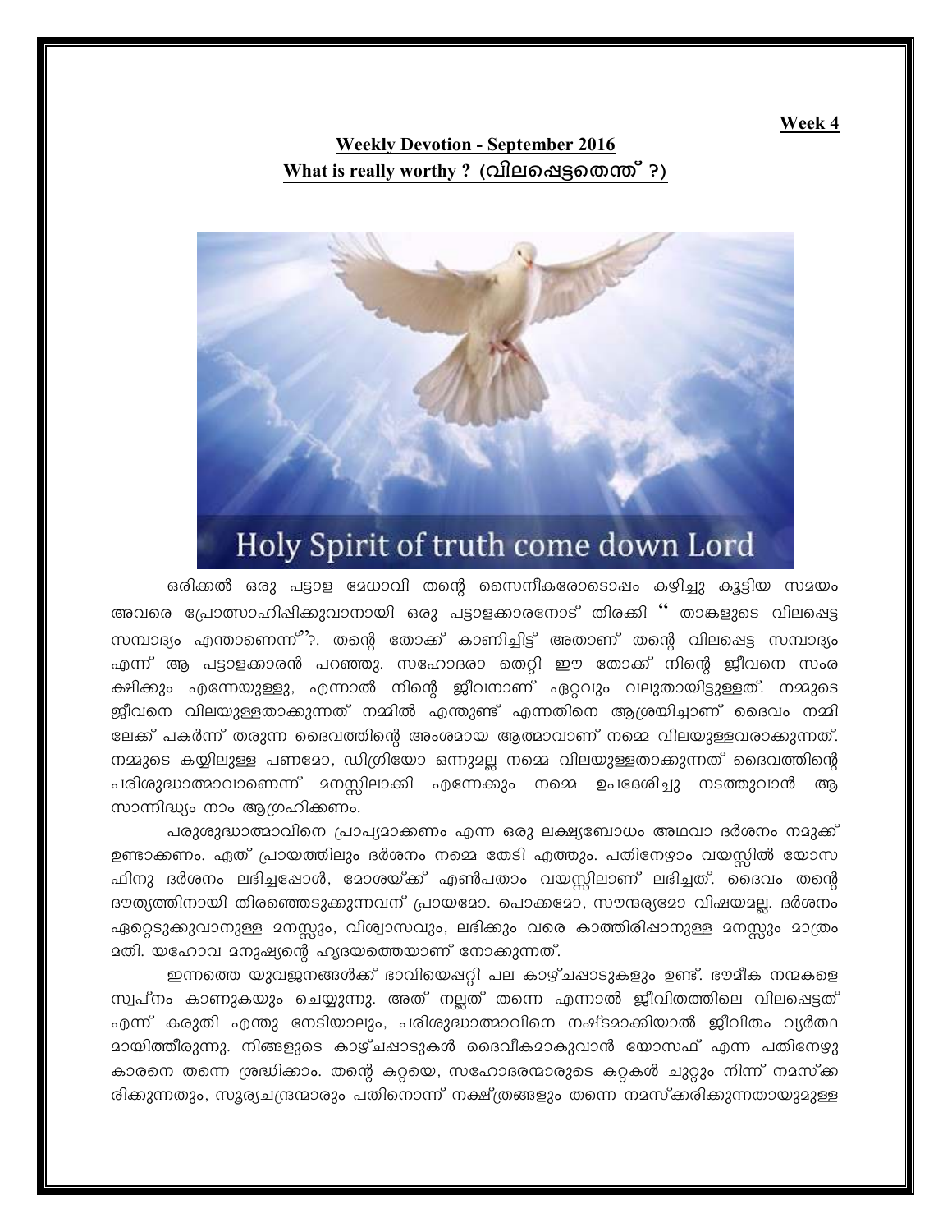**Week 4**

## Weekly Devotion - September 2016

## What is really worthy ? (വിലപ്പെട്ടതെന്ത് ?)

Holy Spirit of truth come down Lord

ഒരിക്കൽ ഒരു പട്ടാള മേധാവി തന്റെ സൈനീകരോടൊപ്പം കഴിച്ചു കൂട്ടിയ സമയം അവരെ പ്രോത്സാഹിപ്പിക്കുവാനായി ഒരു പട്ടാളക്കാരനോട് തിരക്കി " താങ്കളുടെ വിലപ്പെട്ട സമ്പാദ്യം എന്താണെന്ന്"?. തന്റെ തോക്ക് കാണിച്ചിട്ട് അതാണ് തന്റെ വിലപ്പെട്ട സമ്പാദ്യം എന്ന് ആ പട്ടാളക്കാരൻ പറഞ്ഞു. സഹോദരാ തെറ്റി ഈ തോക്ക് നിന്റെ ജീവനെ സംരക്ഷിക്കും എന്നേയുള്ളു, എന്നാൽ നിന്റെ ജീവനാണ് ഏറ്റവും വലുതായിട്ടുള്ളത്. നമ്മുടെ ജീവനെ വിലയുള്ളതാക്കുന്നത് നമ്മിൽ എന്തുണ്ട് എന്നതിനെ ആശ്രയിച്ചാണ് ദൈവം നമ്മിലേക്ക് പകർന്ന് തരുന്ന ദൈവത്തിന്റെ അംശമായ ആത്മാവാണ് നമ്മെ വിലയുള്ളവരാക്കുന്നത്. നമ്മുടെ കയ്യിലുള്ള പണമോ, ഡിഗ്രിയോ ഒന്നുമല്ല നമ്മെ വിലയുള്ളതാക്കുന്നത് ദൈവത്തിന്റെ പരിശുദ്ധാത്മാവാണെന്ന് മനസ്സിലാക്കി എന്നേക്കും നമ്മെ ഉപദേശിച്ചു നടത്തുവാൻ ആ സാന്നിദ്ധ്യം നാം ആഗ്രഹിക്കണം.

പരുശുദ്ധാത്മാവിനെ പ്രാപ്യമാക്കണം എന്ന ഒരു ലക്ഷ്യബോധം അഥവാ ദർശനം നമുക്ക് ഉണ്ടാക്കണം. ഏത് പ്രായത്തിലും ദർശനം നമ്മെ തേടി എത്തും. പതിനേഴാം വയസ്സിൽ യോസഫിനു ദർശനം ലഭിച്ചപ്പോൾ, മോശയ്ക്ക് എൺപതാം വയസ്സിലാണ് ലഭിച്ചത്. ദൈവം തന്റെ ദൗത്യത്തിനായി തിരഞ്ഞെടുക്കുന്നവന് പ്രായമോ. പൊക്കമോ, സൗന്ദര്യമോ വിഷയമല്ല. ദർശനം ഏറ്റെടുക്കുവാനുള്ള മനസ്സും, വിശ്വാസവും, ലഭിക്കും വരെ കാത്തിരിപ്പാനുള്ള മനസ്സും മാത്രം മതി. യഹോവ മനുഷ്യന്റെ ഹൃദയത്തെയാണ് നോക്കുന്നത്.

ഇന്നത്തെ യുവജനങ്ങൾക്ക് ഭാവിയെപ്പറ്റി പല കാഴ്ചപ്പാടുകളും ഉണ്ട്. ഭൗമീക നന്മകളെ സ്വപ്നം കാണുകയും ചെയ്യുന്നു. അത് നല്ലത് തന്നെ എന്നാൽ ജീവിതത്തിലെ വിലപ്പെട്ടത് എന്ന് കരുതി എന്തു നേടിയാലും, പരിശുദ്ധാത്മാവിനെ നഷ്ടമാക്കിയാൽ ജീവിതം വ്യർത്ഥമായിത്തീരുന്നു. നിങ്ങളുടെ കാഴ്ചപ്പാടുകൾ ദൈവീകമാകുവാൻ യോസഫ് എന്ന പതിനേഴുകാരനെ തന്നെ ശ്രദ്ധിക്കാം. തന്റെ കറ്റയെ, സഹോദരന്മാരുടെ കറ്റകൾ ചുറ്റും നിന്ന് നമസ്കരിക്കുന്നതും, സൂര്യചന്ദ്രന്മാരും പതിനൊന്ന് നക്ഷത്രങ്ങളും തന്നെ നമസ്ക്കരിക്കുന്നതായുമുള്ള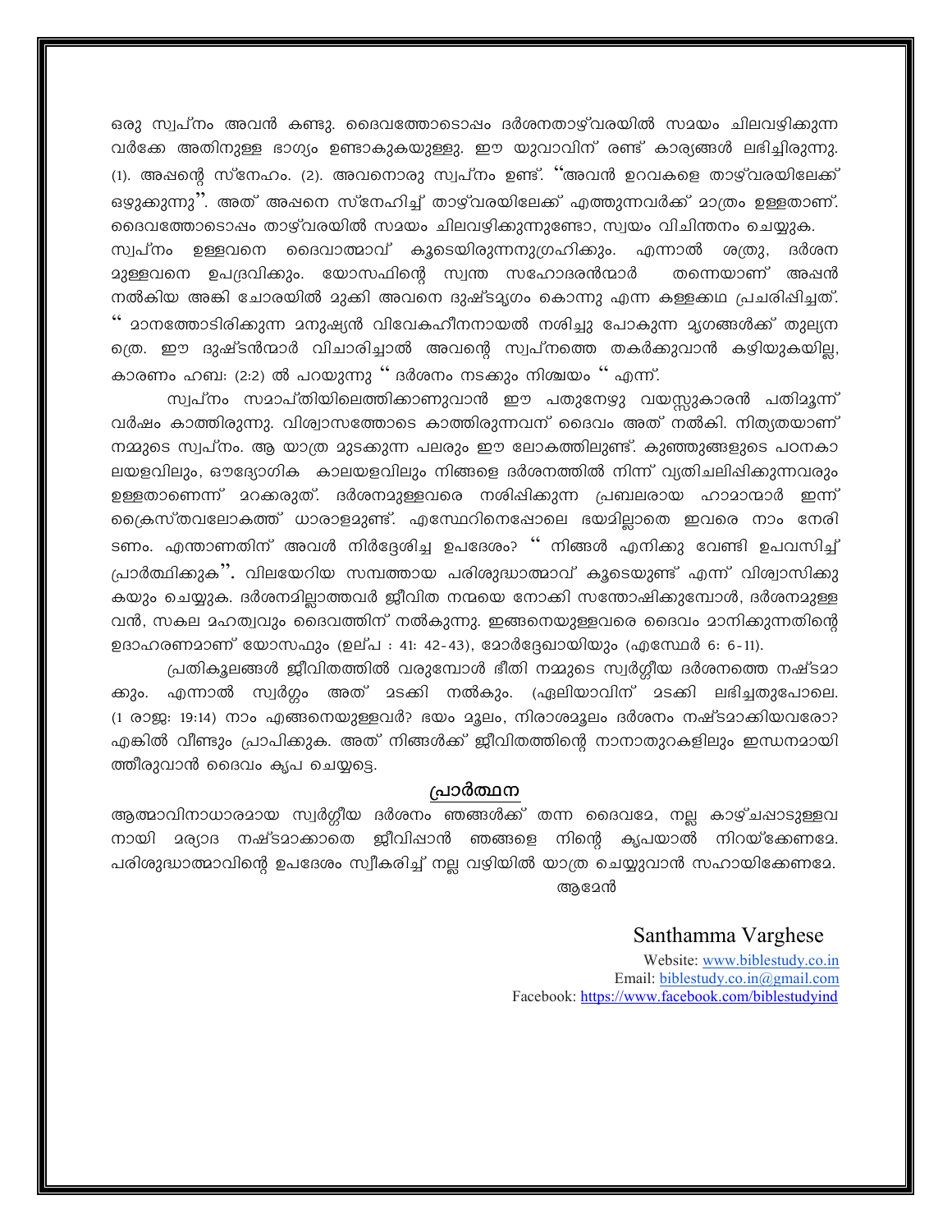ഒരു സ്വപ്നം അവൻ കണ്ടു. ദൈവത്തോടൊപ്പം ദർശനതാഴ്‌വരയിൽ സമയം ചിലവഴിക്കുന്ന വർക്കേ അതിനുള്ള ഭാഗ്യം ഉണ്ടാകുകയുള്ളു. ഈ യുവാവിന് രണ്ട് കാര്യങ്ങൾ ലഭിച്ചിരുന്നു. (1). അപ്പന്റെ സ്നേഹം. (2). അവനൊരു സ്വപ്നം ഉണ്ട്. "അവൻ ഉറവകളെ താഴ്‌വരയിലേക്ക് ഒഴുക്കുന്നു". അത് അപ്പനെ സ്നേഹിച്ച് താഴ്‌വരയിലേക്ക് എത്തുന്നവർക്ക് മാത്രം ഉള്ളതാണ്. ദൈവത്തോടൊപ്പം താഴ്‌വരയിൽ സമയം ചിലവഴിക്കുന്നുണ്ടോ, സ്വയം വിചിന്തനം ചെയ്യുക. സ്വപ്നം ഉള്ളവനെ ദൈവാത്മാവ് കൂടെയിരുന്നനുഗ്രഹിക്കും. എന്നാൽ ശത്രു, ദർശന മുള്ളവനെ ഉപദ്രവിക്കും. യോസഫിന്റെ സ്വന്ത സഹോദരൻമാർ തന്നെയാണ് അപ്പൻ നൽകിയ അങ്കി ചോരയിൽ മുക്കി അവനെ ദുഷ്ടമൃഗം കൊന്നു എന്ന കള്ളക്കഥ പ്രചരിപ്പിച്ചത്. " മാനത്തോടിരിക്കുന്ന മനുഷ്യൻ വിവേകഹീനനായൽ നശിച്ചു പോകുന്ന മൃഗങ്ങൾക്ക് തുല്യന ത്രെ. ഈ ദുഷ്ടൻമാർ വിചാരിച്ചാൽ അവന്റെ സ്വപ്നത്തെ തകർക്കുവാൻ കഴിയുകയില്ല, കാരണം ഹബ: (2:2) ൽ പറയുന്നു " ദർശനം നടക്കും നിശ്ചയം " എന്ന്.

സ്വപ്നം സമാപ്തിയിലെത്തിക്കാണുവാൻ ഈ പതിനേഴു വയസ്സുകാരൻ പതിമൂന്ന് വർഷം കാത്തിരുന്നു. വിശ്വാസത്തോടെ കാത്തിരുന്നവന് ദൈവം അത് നൽകി. നിത്യതയാണ് നമ്മുടെ സ്വപ്നം. ആ യാത്ര മുടക്കുന്ന പലരും ഈ ലോകത്തിലുണ്ട്. കുഞ്ഞുങ്ങളുടെ പഠനകാ ലയളവിലും, ഔദ്യോഗിക കാലയളവിലും നിങ്ങളെ ദർശനത്തിൽ നിന്ന് വ്യതിചലിപ്പിക്കുന്നവരും ഉള്ളതാണെന്ന് മറക്കരുത്. ദർശനമുള്ളവരെ നശിപ്പിക്കുന്ന പ്രബലരായ ഹാമാന്മാർ ഇന്ന് ക്രൈസ്തവലോകത്ത് ധാരാളമുണ്ട്. എസ്ഥേറിനെപ്പോലെ ഭയമില്ലാതെ ഇവരെ നാം നേരി ടണം. എന്താണതിന് അവൾ നിർദ്ദേശിച്ച ഉപദേശം? " നിങ്ങൾ എനിക്കു വേണ്ടി ഉപവസിച്ച് പ്രാർത്ഥിക്കുക". വിലയേറിയ സമ്പത്തായ പരിശുദ്ധാത്മാവ് കൂടെയുണ്ട് എന്ന് വിശ്വാസിക്കു കയും ചെയ്യുക. ദർശനമില്ലാത്തവർ ജീവിത നന്മയെ നോക്കി സന്തോഷിക്കുമ്പോൾ, ദർശനമുള്ള വൻ, സകല മഹത്വവും ദൈവത്തിന് നൽകുന്നു. ഇങ്ങനെയുള്ളവരെ ദൈവം മാനിക്കുന്നതിന്റെ ഉദാഹരണമാണ് യോസഫും (ഉല്പ : 41: 42-43), മോർദ്ദേഖായിയും (എസ്ഥേർ 6: 6-11).

പ്രതികൂലങ്ങൾ ജീവിതത്തിൽ വരുമ്പോൾ ഭീതി നമ്മുടെ സ്വർഗ്ഗീയ ദർശനത്തെ നഷ്ടമാ ക്കും. എന്നാൽ സ്വർഗ്ഗം അത് മടക്കി നൽകും. (ഏലിയാവിന് മടക്കി ലഭിച്ചതുപോലെ. (1 രാജ: 19:14) നാം എങ്ങനെയുള്ളവർ? ഭയം മൂലം, നിരാശമൂലം ദർശനം നഷ്ടമാക്കിയവരോ? എങ്കിൽ വീണ്ടും പ്രാപിക്കുക. അത് നിങ്ങൾക്ക് ജീവിതത്തിന്റെ നാനാതുറകളിലും ഇന്ധനമായി ത്തീരുവാൻ ദൈവം കൃപ ചെയ്യട്ടെ.

## പ്രാർത്ഥന

ആത്മാവിനാധാരമായ സ്വർഗ്ഗീയ ദർശനം ഞങ്ങൾക്ക് തന്ന ദൈവമേ, നല്ല കാഴ്ചപ്പാടുള്ളവ നായി മര്യാദ നഷ്ടമാക്കാതെ ജീവിപ്പാൻ ഞങ്ങളെ നിന്റെ കൃപയാൽ നിറയ്ക്കേണമേ. പരിശുദ്ധാത്മാവിന്റെ ഉപദേശം സ്വീകരിച്ച് നല്ല വഴിയിൽ യാത്ര ചെയ്യുവാൻ സഹായിക്കേണമേ.

ആമേൻ

Santhamma Varghese

Website: www.biblestudy.co.in
Email: biblestudy.co.in@gmail.com
Facebook: https://www.facebook.com/biblestudyind